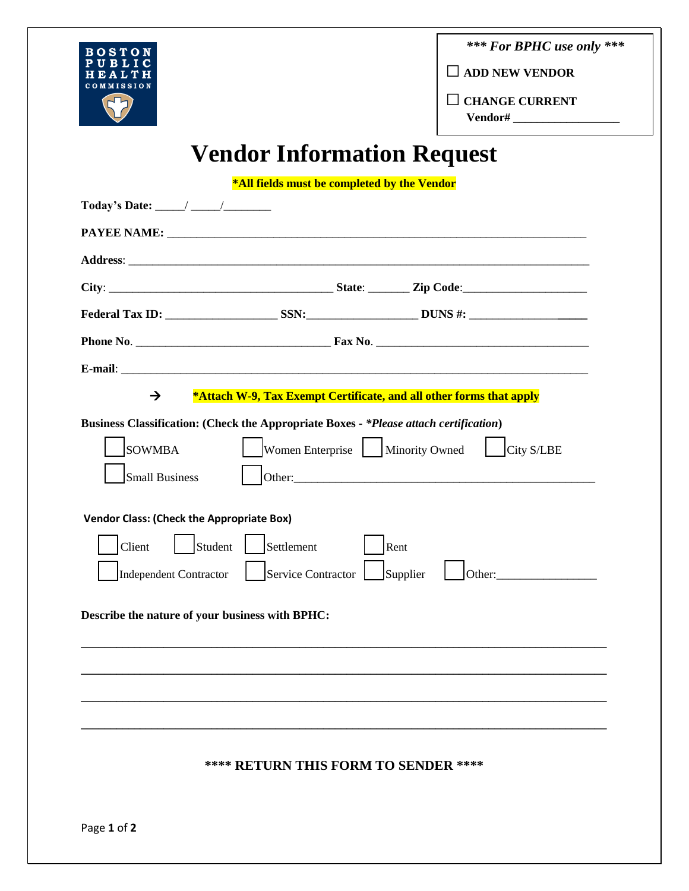BOSTON PUBLIC HEALTH COMMISSION

***\*\*\* For BPHC use only \*\*\****

☐ **ADD NEW VENDOR**

☐ **CHANGE CURRENT Vendor# \_\_\_\_\_\_\_\_\_\_\_\_\_\_\_\_\_**

# Vendor Information Request

**\*All fields must be completed by the Vendor**

**Today's Date:** \_\_\_\_\_/ \_\_\_\_\_/\_\_\_\_\_\_\_\_

**PAYEE NAME:** \_\_\_\_\_\_\_\_\_\_\_\_\_\_\_\_\_\_\_\_\_\_\_\_\_\_\_\_\_\_\_\_\_\_\_\_\_\_\_\_\_\_\_\_\_\_\_\_\_\_\_\_\_\_\_\_\_\_\_\_\_\_\_\_\_\_\_\_

**Address**: \_\_\_\_\_\_\_\_\_\_\_\_\_\_\_\_\_\_\_\_\_\_\_\_\_\_\_\_\_\_\_\_\_\_\_\_\_\_\_\_\_\_\_\_\_\_\_\_\_\_\_\_\_\_\_\_\_\_\_\_\_\_\_\_\_\_\_\_\_\_\_\_\_

**City**: \_\_\_\_\_\_\_\_\_\_\_\_\_\_\_\_\_\_\_\_\_\_\_\_\_\_\_\_\_\_\_\_\_\_\_\_\_\_ **State**: \_\_\_\_\_\_\_ **Zip Code**:\_\_\_\_\_\_\_\_\_\_\_\_\_\_\_\_\_\_\_\_\_

**Federal Tax ID:** \_\_\_\_\_\_\_\_\_\_\_\_\_\_\_\_\_\_\_ **SSN:**\_\_\_\_\_\_\_\_\_\_\_\_\_\_\_\_\_\_\_ **DUNS #:** \_\_\_\_\_\_\_\_\_\_\_\_\_\_\_\_\_\_\_\_

**Phone No**. \_\_\_\_\_\_\_\_\_\_\_\_\_\_\_\_\_\_\_\_\_\_\_\_\_\_\_\_\_\_\_\_\_\_ **Fax No**. \_\_\_\_\_\_\_\_\_\_\_\_\_\_\_\_\_\_\_\_\_\_\_\_\_\_\_\_\_\_\_\_\_\_\_\_\_

**E-mail**: \_\_\_\_\_\_\_\_\_\_\_\_\_\_\_\_\_\_\_\_\_\_\_\_\_\_\_\_\_\_\_\_\_\_\_\_\_\_\_\_\_\_\_\_\_\_\_\_\_\_\_\_\_\_\_\_\_\_\_\_\_\_\_\_\_\_\_\_\_\_\_\_\_\_\_

→ **\*Attach W-9, Tax Exempt Certificate, and all other forms that apply**

**Business Classification: (Check the Appropriate Boxes -** ***\*Please attach certification*****)**

☐ SOWMBA ☐ Women Enterprise ☐ Minority Owned ☐ City S/LBE

☐ Small Business ☐ Other:\_\_\_\_\_\_\_\_\_\_\_\_\_\_\_\_\_\_\_\_\_\_\_\_\_\_\_\_\_\_\_\_\_\_\_\_\_\_\_\_\_\_\_\_\_\_\_\_\_\_\_

**Vendor Class: (Check the Appropriate Box)**

☐ Client ☐ Student ☐ Settlement ☐ Rent

☐ Independent Contractor ☐ Service Contractor ☐ Supplier ☐ Other:\_\_\_\_\_\_\_\_\_\_\_\_\_\_\_\_\_

**Describe the nature of your business with BPHC:**

\_\_\_\_\_\_\_\_\_\_\_\_\_\_\_\_\_\_\_\_\_\_\_\_\_\_\_\_\_\_\_\_\_\_\_\_\_\_\_\_\_\_\_\_\_\_\_\_\_\_\_\_\_\_\_\_\_\_\_\_\_\_\_\_\_\_\_\_\_\_\_\_\_\_\_\_\_\_\_\_\_\_

\_\_\_\_\_\_\_\_\_\_\_\_\_\_\_\_\_\_\_\_\_\_\_\_\_\_\_\_\_\_\_\_\_\_\_\_\_\_\_\_\_\_\_\_\_\_\_\_\_\_\_\_\_\_\_\_\_\_\_\_\_\_\_\_\_\_\_\_\_\_\_\_\_\_\_\_\_\_\_\_\_\_

\_\_\_\_\_\_\_\_\_\_\_\_\_\_\_\_\_\_\_\_\_\_\_\_\_\_\_\_\_\_\_\_\_\_\_\_\_\_\_\_\_\_\_\_\_\_\_\_\_\_\_\_\_\_\_\_\_\_\_\_\_\_\_\_\_\_\_\_\_\_\_\_\_\_\_\_\_\_\_\_\_\_

\_\_\_\_\_\_\_\_\_\_\_\_\_\_\_\_\_\_\_\_\_\_\_\_\_\_\_\_\_\_\_\_\_\_\_\_\_\_\_\_\_\_\_\_\_\_\_\_\_\_\_\_\_\_\_\_\_\_\_\_\_\_\_\_\_\_\_\_\_\_\_\_\_\_\_\_\_\_\_\_\_\_

**\*\*\*\* RETURN THIS FORM TO SENDER \*\*\*\***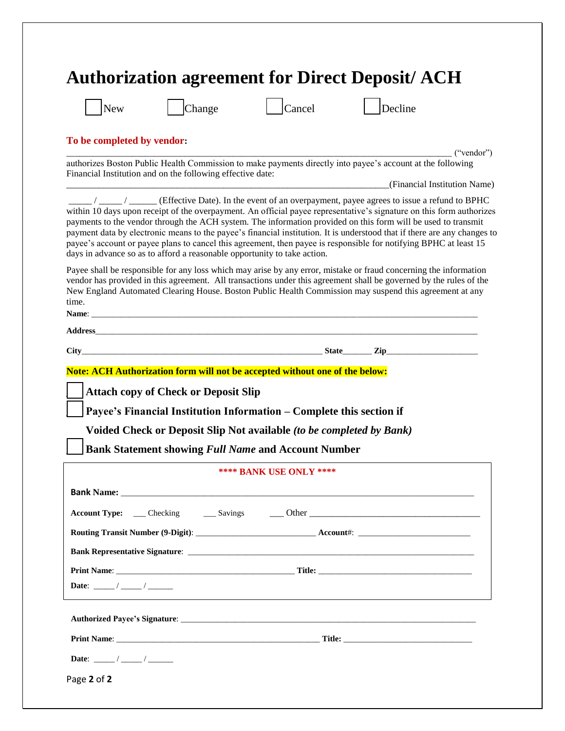# Authorization agreement for Direct Deposit/ ACH

☐ New ☐ Change ☐ Cancel ☐ Decline

**To be completed by vendor:**

_______________________________________________________________________________ ("vendor") authorizes Boston Public Health Commission to make payments directly into payee's account at the following Financial Institution and on the following effective date:

_________________________________________________________________________(Financial Institution Name)

_____ / _____ / ______ (Effective Date). In the event of an overpayment, payee agrees to issue a refund to BPHC within 10 days upon receipt of the overpayment. An official payee representative's signature on this form authorizes payments to the vendor through the ACH system. The information provided on this form will be used to transmit payment data by electronic means to the payee's financial institution. It is understood that if there are any changes to payee's account or payee plans to cancel this agreement, then payee is responsible for notifying BPHC at least 15 days in advance so as to afford a reasonable opportunity to take action.

Payee shall be responsible for any loss which may arise by any error, mistake or fraud concerning the information vendor has provided in this agreement. All transactions under this agreement shall be governed by the rules of the New England Automated Clearing House. Boston Public Health Commission may suspend this agreement at any time.

**Name**: ___________________________________________________________________________________

**Address**__________________________________________________________________________________

**City**_______________________________________________________ **State**_______ **Zip**_____________________

**Note: ACH Authorization form will not be accepted without one of the below:**

☐ **Attach copy of Check or Deposit Slip**

☐ **Payee's Financial Institution Information – Complete this section if Voided Check or Deposit Slip Not available *(to be completed by Bank)***

☐ **Bank Statement showing *Full Name* and Account Number**

**\*\*\*\* BANK USE ONLY \*\*\*\***

**Bank Name:** ___________________________________________________________________________

**Account Type:** ___ Checking ___ Savings ___ Other ______________________________________

**Routing Transit Number (9-Digit)**: ___________________________ **Account#**: __________________________

**Bank Representative Signature**: ______________________________________________________________

**Print Name**: _________________________________________ **Title:** ____________________________________

**Date**: _____ / _____ / ______

**Authorized Payee's Signature**: ________________________________________________________________

**Print Name**: _______________________________________________ **Title:** ______________________________

**Date**: _____ / _____ / ______